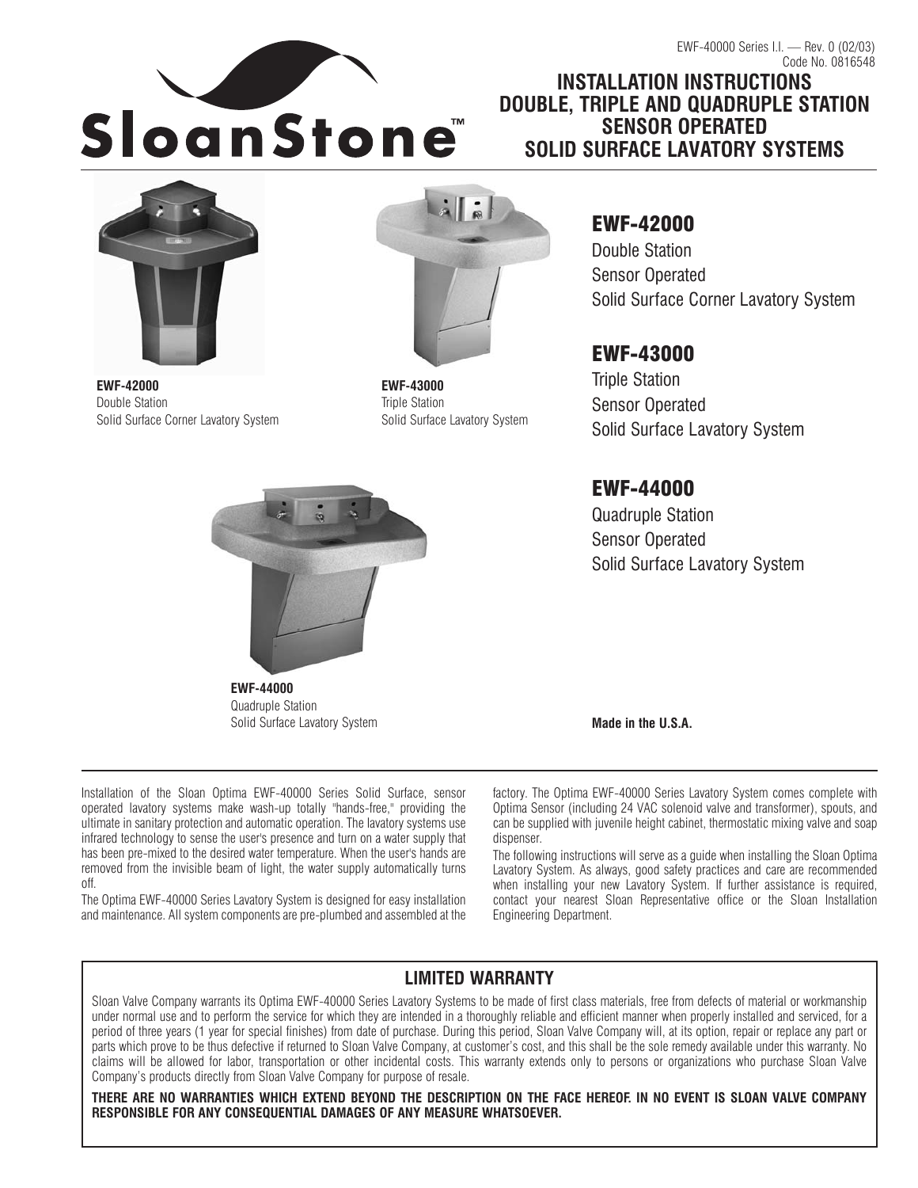EWF-40000 Series I.I. — Rev. 0 (02/03)
Code No. 0816548

# INSTALLATION INSTRUCTIONS DOUBLE, TRIPLE AND QUADRUPLE STATION SENSOR OPERATED SOLID SURFACE LAVATORY SYSTEMS

**EWF-42000**
Double Station
Solid Surface Corner Lavatory System

**EWF-43000**
Triple Station
Solid Surface Lavatory System

**EWF-44000**
Quadruple Station
Solid Surface Lavatory System

## EWF-42000

Double Station
Sensor Operated
Solid Surface Corner Lavatory System

## EWF-43000

Triple Station
Sensor Operated
Solid Surface Lavatory System

## EWF-44000

Quadruple Station
Sensor Operated
Solid Surface Lavatory System

**Made in the U.S.A.**

Installation of the Sloan Optima EWF-40000 Series Solid Surface, sensor operated lavatory systems make wash-up totally "hands-free," providing the ultimate in sanitary protection and automatic operation. The lavatory systems use infrared technology to sense the user's presence and turn on a water supply that has been pre-mixed to the desired water temperature. When the user's hands are removed from the invisible beam of light, the water supply automatically turns off.

The Optima EWF-40000 Series Lavatory System is designed for easy installation and maintenance. All system components are pre-plumbed and assembled at the factory. The Optima EWF-40000 Series Lavatory System comes complete with Optima Sensor (including 24 VAC solenoid valve and transformer), spouts, and can be supplied with juvenile height cabinet, thermostatic mixing valve and soap dispenser.

The following instructions will serve as a guide when installing the Sloan Optima Lavatory System. As always, good safety practices and care are recommended when installing your new Lavatory System. If further assistance is required, contact your nearest Sloan Representative office or the Sloan Installation Engineering Department.

## LIMITED WARRANTY

Sloan Valve Company warrants its Optima EWF-40000 Series Lavatory Systems to be made of first class materials, free from defects of material or workmanship under normal use and to perform the service for which they are intended in a thoroughly reliable and efficient manner when properly installed and serviced, for a period of three years (1 year for special finishes) from date of purchase. During this period, Sloan Valve Company will, at its option, repair or replace any part or parts which prove to be thus defective if returned to Sloan Valve Company, at customer's cost, and this shall be the sole remedy available under this warranty. No claims will be allowed for labor, transportation or other incidental costs. This warranty extends only to persons or organizations who purchase Sloan Valve Company's products directly from Sloan Valve Company for purpose of resale.

**THERE ARE NO WARRANTIES WHICH EXTEND BEYOND THE DESCRIPTION ON THE FACE HEREOF. IN NO EVENT IS SLOAN VALVE COMPANY RESPONSIBLE FOR ANY CONSEQUENTIAL DAMAGES OF ANY MEASURE WHATSOEVER.**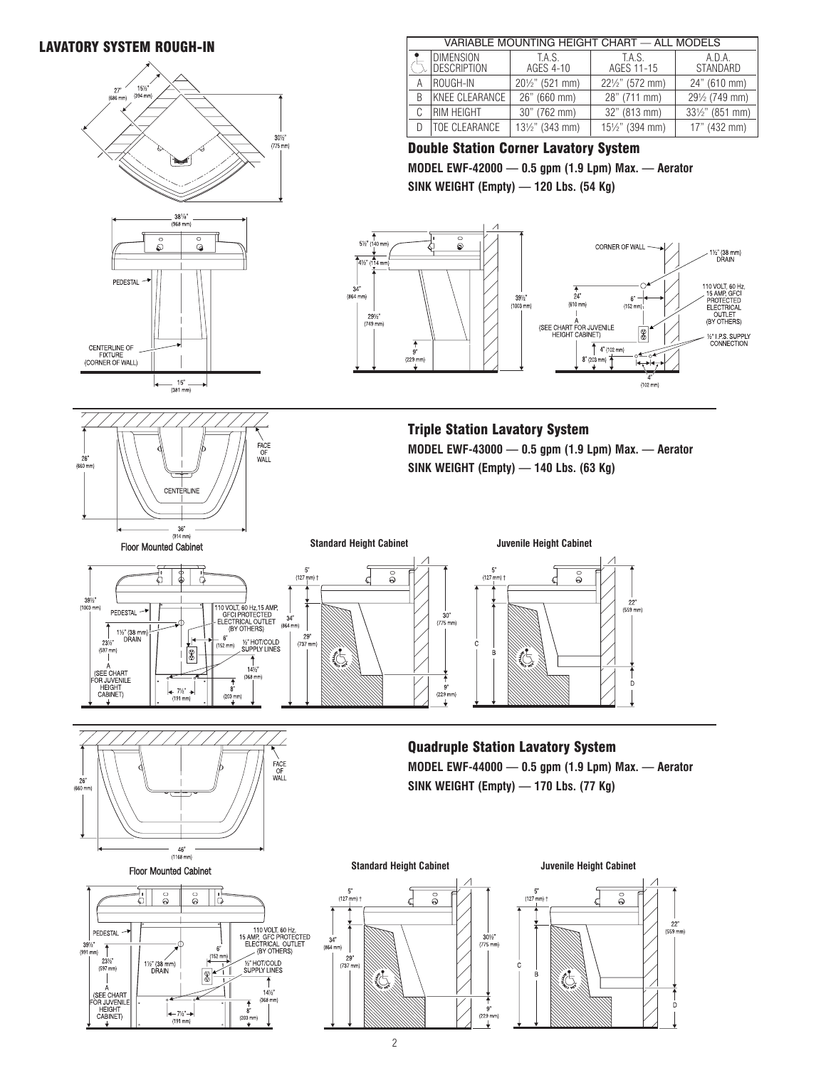## LAVATORY SYSTEM ROUGH-IN

| | VARIABLE MOUNTING HEIGHT CHART — ALL MODELS | | | |
|---|---|---|---|---|
| | DIMENSION DESCRIPTION | T.A.S. AGES 4-10 | T.A.S. AGES 11-15 | A.D.A. STANDARD |
| A | ROUGH-IN | 20½" (521 mm) | 22½" (572 mm) | 24" (610 mm) |
| B | KNEE CLEARANCE | 26" (660 mm) | 28" (711 mm) | 29½ (749 mm) |
| C | RIM HEIGHT | 30" (762 mm) | 32" (813 mm) | 33½" (851 mm) |
| D | TOE CLEARANCE | 13½" (343 mm) | 15½" (394 mm) | 17" (432 mm) |

### Double Station Corner Lavatory System

**MODEL EWF-42000 — 0.5 gpm (1.9 Lpm) Max. — Aerator**

**SINK WEIGHT (Empty) — 120 Lbs. (54 Kg)**

27" (686 mm) 15½" (394 mm) 30½" (775 mm) 38⅛" (968 mm) PEDESTAL CENTERLINE OF FIXTURE (CORNER OF WALL) 15" (381 mm)

5½" (140 mm) 4½" (114 mm) 34" (864 mm) 29½" (749 mm) 9" (229 mm) 39½" (1003 mm)

CORNER OF WALL 1½" (38 mm) DRAIN 24" (610 mm) 6" (152 mm) 110 VOLT, 60 Hz, 15 AMP, GFCI PROTECTED ELECTRICAL OUTLET (BY OTHERS) A (SEE CHART FOR JUVENILE HEIGHT CABINET) ½" I.P.S. SUPPLY CONNECTION 4" (102 mm) 8" (203 mm) 4" (102 mm)

### Triple Station Lavatory System

**MODEL EWF-43000 — 0.5 gpm (1.9 Lpm) Max. — Aerator**

**SINK WEIGHT (Empty) — 140 Lbs. (63 Kg)**

26" (660 mm) FACE OF WALL CENTERLINE 36" (914 mm)

Floor Mounted Cabinet

39½" (1003 mm) PEDESTAL 110 VOLT, 60 Hz, 15 AMP, GFCI PROTECTED ELECTRICAL OUTLET (BY OTHERS) 1½" (38 mm) DRAIN 23½" (597 mm) 6" (152 mm) ½" HOT/COLD SUPPLY LINES A (SEE CHART FOR JUVENILE HEIGHT CABINET) 14½" (368 mm) 7½" (191 mm) 8" (203 mm)

**Standard Height Cabinet**

5" (127 mm) † 34" (864 mm) 29" (737 mm) 30" (775 mm) 9" (229 mm)

**Juvenile Height Cabinet**

5" (127 mm) † 22" (559 mm) C B D

### Quadruple Station Lavatory System

**MODEL EWF-44000 — 0.5 gpm (1.9 Lpm) Max. — Aerator**

**SINK WEIGHT (Empty) — 170 Lbs. (77 Kg)**

26" (660 mm) FACE OF WALL 46" (1168 mm)

Floor Mounted Cabinet

PEDESTAL 39½" (991 mm) 23½" (597 mm) 1½" (38 mm) DRAIN 110 VOLT, 60 Hz, 15 AMP, GFCI PROTECTED ELECTRICAL OUTLET (BY OTHERS) 6" (152 mm) ½" HOT/COLD SUPPLY LINES A (SEE CHART FOR JUVENILE HEIGHT CABINET) 14½" (368 mm) 7½" (191 mm) 8" (203 mm)

**Standard Height Cabinet**

5" (127 mm) † 34" (864 mm) 29" (737 mm) 30½" (775 mm) 9" (229 mm)

**Juvenile Height Cabinet**

5" (127 mm) † 22" (559 mm) C B D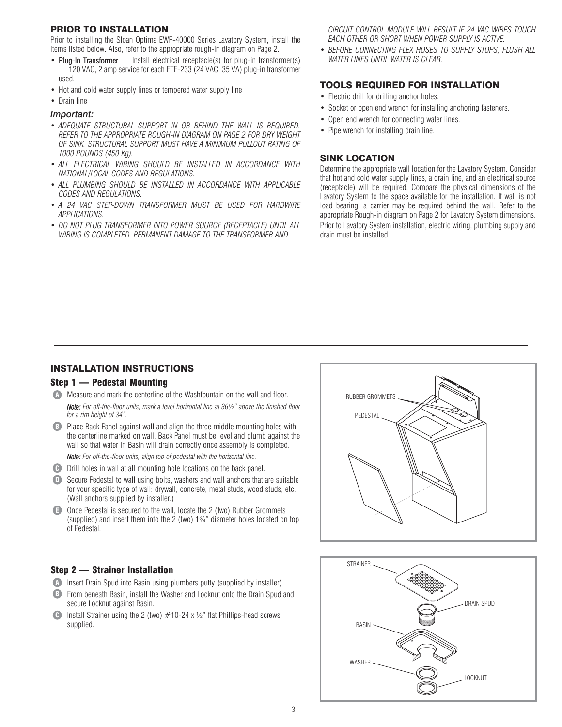## PRIOR TO INSTALLATION

Prior to installing the Sloan Optima EWF-40000 Series Lavatory System, install the items listed below. Also, refer to the appropriate rough-in diagram on Page 2.

- **Plug-In Transformer** — Install electrical receptacle(s) for plug-in transformer(s) — 120 VAC, 2 amp service for each ETF-233 (24 VAC, 35 VA) plug-in transformer used.
- Hot and cold water supply lines or tempered water supply line
- Drain line

### *Important:*

- *ADEQUATE STRUCTURAL SUPPORT IN OR BEHIND THE WALL IS REQUIRED. REFER TO THE APPROPRIATE ROUGH-IN DIAGRAM ON PAGE 2 FOR DRY WEIGHT OF SINK. STRUCTURAL SUPPORT MUST HAVE A MINIMUM PULLOUT RATING OF 1000 POUNDS (450 Kg).*
- *ALL ELECTRICAL WIRING SHOULD BE INSTALLED IN ACCORDANCE WITH NATIONAL/LOCAL CODES AND REGULATIONS.*
- *ALL PLUMBING SHOULD BE INSTALLED IN ACCORDANCE WITH APPLICABLE CODES AND REGULATIONS.*
- *A 24 VAC STEP-DOWN TRANSFORMER MUST BE USED FOR HARDWIRE APPLICATIONS.*
- *DO NOT PLUG TRANSFORMER INTO POWER SOURCE (RECEPTACLE) UNTIL ALL WIRING IS COMPLETED. PERMANENT DAMAGE TO THE TRANSFORMER AND CIRCUIT CONTROL MODULE WILL RESULT IF 24 VAC WIRES TOUCH EACH OTHER OR SHORT WHEN POWER SUPPLY IS ACTIVE.*
- *BEFORE CONNECTING FLEX HOSES TO SUPPLY STOPS, FLUSH ALL WATER LINES UNTIL WATER IS CLEAR.*

## TOOLS REQUIRED FOR INSTALLATION

- Electric drill for drilling anchor holes.
- Socket or open end wrench for installing anchoring fasteners.
- Open end wrench for connecting water lines.
- Pipe wrench for installing drain line.

## SINK LOCATION

Determine the appropriate wall location for the Lavatory System. Consider that hot and cold water supply lines, a drain line, and an electrical source (receptacle) will be required. Compare the physical dimensions of the Lavatory System to the space available for the installation. If wall is not load bearing, a carrier may be required behind the wall. Refer to the appropriate Rough-in diagram on Page 2 for Lavatory System dimensions. Prior to Lavatory System installation, electric wiring, plumbing supply and drain must be installed.

---

## INSTALLATION INSTRUCTIONS

### Step 1 — Pedestal Mounting

**A** Measure and mark the centerline of the Washfountain on the wall and floor.

*__Note:__ For off-the-floor units, mark a level horizontal line at 36½" above the finished floor for a rim height of 34".*

**B** Place Back Panel against wall and align the three middle mounting holes with the centerline marked on wall. Back Panel must be level and plumb against the wall so that water in Basin will drain correctly once assembly is completed.

*__Note:__ For off-the-floor units, align top of pedestal with the horizontal line.*

**C** Drill holes in wall at all mounting hole locations on the back panel.

**D** Secure Pedestal to wall using bolts, washers and wall anchors that are suitable for your specific type of wall: drywall, concrete, metal studs, wood studs, etc. (Wall anchors supplied by installer.)

**E** Once Pedestal is secured to the wall, locate the 2 (two) Rubber Grommets (supplied) and insert them into the 2 (two) 1¾" diameter holes located on top of Pedestal.

RUBBER GROMMETS
PEDESTAL

### Step 2 — Strainer Installation

**A** Insert Drain Spud into Basin using plumbers putty (supplied by installer).

**B** From beneath Basin, install the Washer and Locknut onto the Drain Spud and secure Locknut against Basin.

**C** Install Strainer using the 2 (two) #10-24 x ½" flat Phillips-head screws supplied.

STRAINER
DRAIN SPUD
BASIN
WASHER
LOCKNUT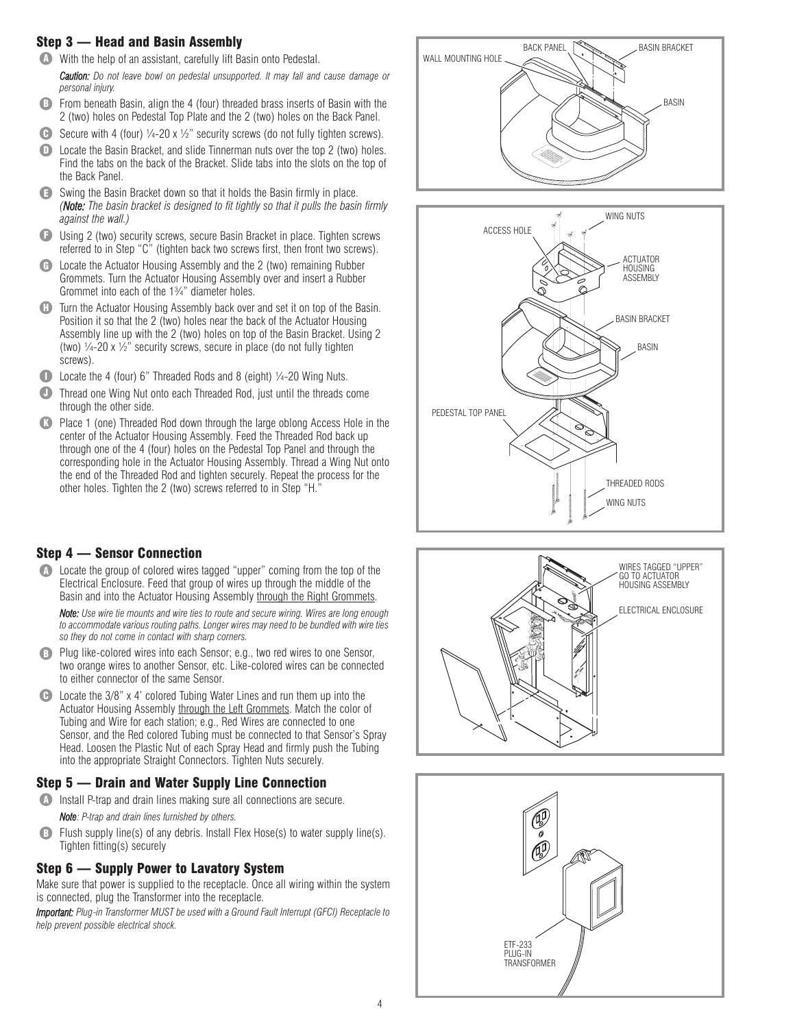## Step 3 — Head and Basin Assembly

**A** With the help of an assistant, carefully lift Basin onto Pedestal.

*Caution: Do not leave bowl on pedestal unsupported. It may fall and cause damage or personal injury.*

**B** From beneath Basin, align the 4 (four) threaded brass inserts of Basin with the 2 (two) holes on Pedestal Top Plate and the 2 (two) holes on the Back Panel.

**C** Secure with 4 (four) ¼-20 x ½" security screws (do not fully tighten screws).

**D** Locate the Basin Bracket, and slide Tinnerman nuts over the top 2 (two) holes. Find the tabs on the back of the Bracket. Slide tabs into the slots on the top of the Back Panel.

**E** Swing the Basin Bracket down so that it holds the Basin firmly in place. (*Note: The basin bracket is designed to fit tightly so that it pulls the basin firmly against the wall.)*

**F** Using 2 (two) security screws, secure Basin Bracket in place. Tighten screws referred to in Step "C" (tighten back two screws first, then front two screws).

**G** Locate the Actuator Housing Assembly and the 2 (two) remaining Rubber Grommets. Turn the Actuator Housing Assembly over and insert a Rubber Grommet into each of the 1¾" diameter holes.

**H** Turn the Actuator Housing Assembly back over and set it on top of the Basin. Position it so that the 2 (two) holes near the back of the Actuator Housing Assembly line up with the 2 (two) holes on top of the Basin Bracket. Using 2 (two) ¼-20 x ½" security screws, secure in place (do not fully tighten screws).

**I** Locate the 4 (four) 6" Threaded Rods and 8 (eight) ¼-20 Wing Nuts.

**J** Thread one Wing Nut onto each Threaded Rod, just until the threads come through the other side.

**K** Place 1 (one) Threaded Rod down through the large oblong Access Hole in the center of the Actuator Housing Assembly. Feed the Threaded Rod back up through one of the 4 (four) holes on the Pedestal Top Panel and through the corresponding hole in the Actuator Housing Assembly. Thread a Wing Nut onto the end of the Threaded Rod and tighten securely. Repeat the process for the other holes. Tighten the 2 (two) screws referred to in Step "H."

## Step 4 — Sensor Connection

**A** Locate the group of colored wires tagged "upper" coming from the top of the Electrical Enclosure. Feed that group of wires up through the middle of the Basin and into the Actuator Housing Assembly through the Right Grommets.

*Note: Use wire tie mounts and wire ties to route and secure wiring. Wires are long enough to accommodate various routing paths. Longer wires may need to be bundled with wire ties so they do not come in contact with sharp corners.*

**B** Plug like-colored wires into each Sensor; e.g., two red wires to one Sensor, two orange wires to another Sensor, etc. Like-colored wires can be connected to either connector of the same Sensor.

**C** Locate the 3/8" x 4' colored Tubing Water Lines and run them up into the Actuator Housing Assembly through the Left Grommets. Match the color of Tubing and Wire for each station; e.g., Red Wires are connected to one Sensor, and the Red colored Tubing must be connected to that Sensor's Spray Head. Loosen the Plastic Nut of each Spray Head and firmly push the Tubing into the appropriate Straight Connectors. Tighten Nuts securely.

## Step 5 — Drain and Water Supply Line Connection

**A** Install P-trap and drain lines making sure all connections are secure.

*Note: P-trap and drain lines furnished by others.*

**B** Flush supply line(s) of any debris. Install Flex Hose(s) to water supply line(s). Tighten fitting(s) securely

## Step 6 — Supply Power to Lavatory System

Make sure that power is supplied to the receptacle. Once all wiring within the system is connected, plug the Transformer into the receptacle.

*Important: Plug-in Transformer MUST be used with a Ground Fault Interrupt (GFCI) Receptacle to help prevent possible electrical shock.*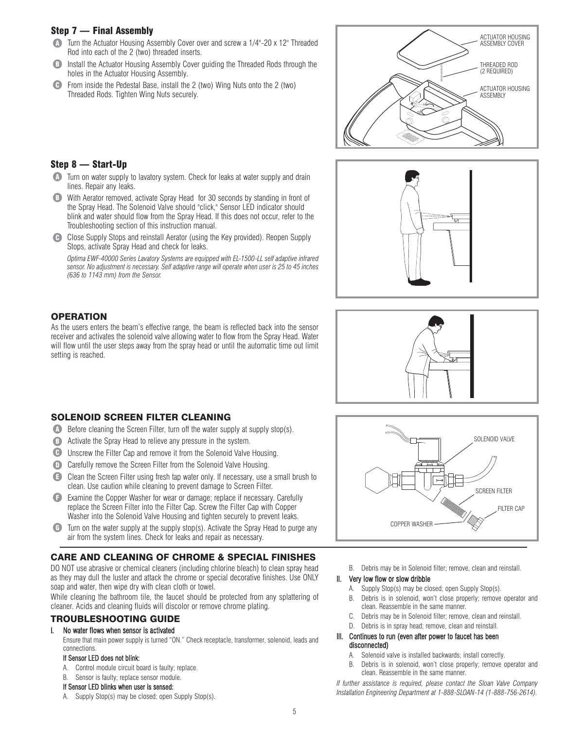## Step 7 — Final Assembly

**A** Turn the Actuator Housing Assembly Cover over and screw a 1/4"-20 x 12" Threaded Rod into each of the 2 (two) threaded inserts.

**B** Install the Actuator Housing Assembly Cover guiding the Threaded Rods through the holes in the Actuator Housing Assembly.

**C** From inside the Pedestal Base, install the 2 (two) Wing Nuts onto the 2 (two) Threaded Rods. Tighten Wing Nuts securely.

ACTUATOR HOUSING ASSEMBLY COVER

THREADED ROD (2 REQUIRED)

ACTUATOR HOUSING ASSEMBLY

## Step 8 — Start-Up

**A** Turn on water supply to lavatory system. Check for leaks at water supply and drain lines. Repair any leaks.

**B** With Aerator removed, activate Spray Head for 30 seconds by standing in front of the Spray Head. The Solenoid Valve should "click," Sensor LED indicator should blink and water should flow from the Spray Head. If this does not occur, refer to the Troubleshooting section of this instruction manual.

**C** Close Supply Stops and reinstall Aerator (using the Key provided). Reopen Supply Stops, activate Spray Head and check for leaks.

*Optima EWF-40000 Series Lavatory Systems are equipped with EL-1500-LL self adaptive infrared sensor. No adjustment is necessary. Self adaptive range will operate when user is 25 to 45 inches (636 to 1143 mm) from the Sensor.*

## OPERATION

As the users enters the beam's effective range, the beam is reflected back into the sensor receiver and activates the solenoid valve allowing water to flow from the Spray Head. Water will flow until the user steps away from the spray head or until the automatic time out limit setting is reached.

## SOLENOID SCREEN FILTER CLEANING

**A** Before cleaning the Screen Filter, turn off the water supply at supply stop(s).

**B** Activate the Spray Head to relieve any pressure in the system.

**C** Unscrew the Filter Cap and remove it from the Solenoid Valve Housing.

**D** Carefully remove the Screen Filter from the Solenoid Valve Housing.

**E** Clean the Screen Filter using fresh tap water only. If necessary, use a small brush to clean. Use caution while cleaning to prevent damage to Screen Filter.

**F** Examine the Copper Washer for wear or damage; replace if necessary. Carefully replace the Screen Filter into the Filter Cap. Screw the Filter Cap with Copper Washer into the Solenoid Valve Housing and tighten securely to prevent leaks.

**G** Turn on the water supply at the supply stop(s). Activate the Spray Head to purge any air from the system lines. Check for leaks and repair as necessary.

SOLENOID VALVE

SCREEN FILTER

FILTER CAP

COPPER WASHER

## CARE AND CLEANING OF CHROME & SPECIAL FINISHES

DO NOT use abrasive or chemical cleaners (including chlorine bleach) to clean spray head as they may dull the luster and attack the chrome or special decorative finishes. Use ONLY soap and water, then wipe dry with clean cloth or towel.

While cleaning the bathroom tile, the faucet should be protected from any splattering of cleaner. Acids and cleaning fluids will discolor or remove chrome plating.

## TROUBLESHOOTING GUIDE

**I. No water flows when sensor is activated**

Ensure that main power supply is turned "ON." Check receptacle, transformer, solenoid, leads and connections.

**If Sensor LED does not blink:**

A. Control module circuit board is faulty; replace.

B. Sensor is faulty; replace sensor module.

**If Sensor LED blinks when user is sensed:**

A. Supply Stop(s) may be closed; open Supply Stop(s).

B. Debris may be in Solenoid filter; remove, clean and reinstall.

**II. Very low flow or slow dribble**

A. Supply Stop(s) may be closed; open Supply Stop(s).

B. Debris is in solenoid, won't close properly; remove operator and clean. Reassemble in the same manner.

C. Debris may be in Solenoid filter; remove, clean and reinstall.

D. Debris is in spray head; remove, clean and reinstall.

**III. Continues to run (even after power to faucet has been disconnected)**

A. Solenoid valve is installed backwards; install correctly.

B. Debris is in solenoid, won't close properly; remove operator and clean. Reassemble in the same manner.

*If further assistance is required, please contact the Sloan Valve Company Installation Engineering Department at 1-888-SLOAN-14 (1-888-756-2614).*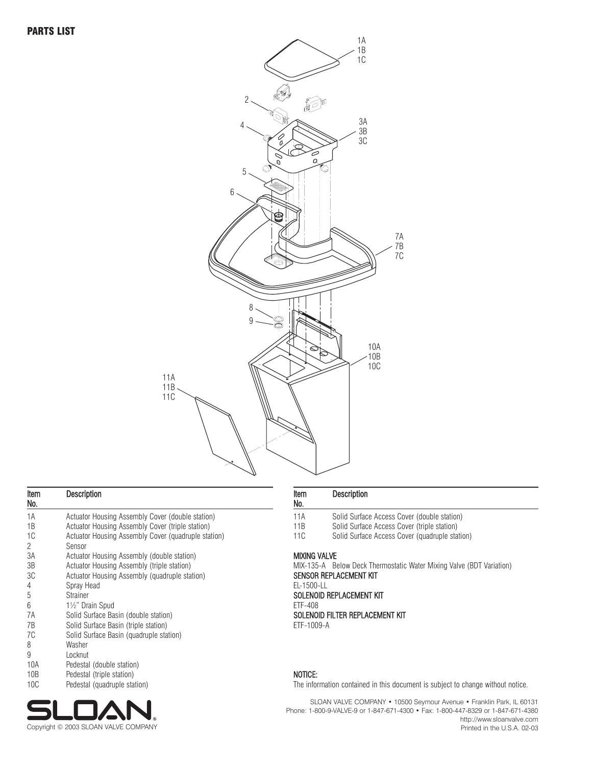## PARTS LIST

1A
1B
1C
2
3A
3B
3C
4
5
6
7A
7B
7C
8
9
10A
10B
10C
11A
11B
11C

| Item No. | Description |
|---|---|
| 1A | Actuator Housing Assembly Cover (double station) |
| 1B | Actuator Housing Assembly Cover (triple station) |
| 1C | Actuator Housing Assembly Cover (quadruple station) |
| 2 | Sensor |
| 3A | Actuator Housing Assembly (double station) |
| 3B | Actuator Housing Assembly (triple station) |
| 3C | Actuator Housing Assembly (quadruple station) |
| 4 | Spray Head |
| 5 | Strainer |
| 6 | 1½" Drain Spud |
| 7A | Solid Surface Basin (double station) |
| 7B | Solid Surface Basin (triple station) |
| 7C | Solid Surface Basin (quadruple station) |
| 8 | Washer |
| 9 | Locknut |
| 10A | Pedestal (double station) |
| 10B | Pedestal (triple station) |
| 10C | Pedestal (quadruple station) |

| Item No. | Description |
|---|---|
| 11A | Solid Surface Access Cover (double station) |
| 11B | Solid Surface Access Cover (triple station) |
| 11C | Solid Surface Access Cover (quadruple station) |

**MIXING VALVE**
MIX-135-A Below Deck Thermostatic Water Mixing Valve (BDT Variation)

**SENSOR REPLACEMENT KIT**
EL-1500-LL

**SOLENOID REPLACEMENT KIT**
ETF-408

**SOLENOID FILTER REPLACEMENT KIT**
ETF-1009-A

**NOTICE:**
The information contained in this document is subject to change without notice.

SLOAN

Copyright © 2003 SLOAN VALVE COMPANY

SLOAN VALVE COMPANY • 10500 Seymour Avenue • Franklin Park, IL 60131
Phone: 1-800-9-VALVE-9 or 1-847-671-4300 • Fax: 1-800-447-8329 or 1-847-671-4380
http://www.sloanvalve.com
Printed in the U.S.A. 02-03